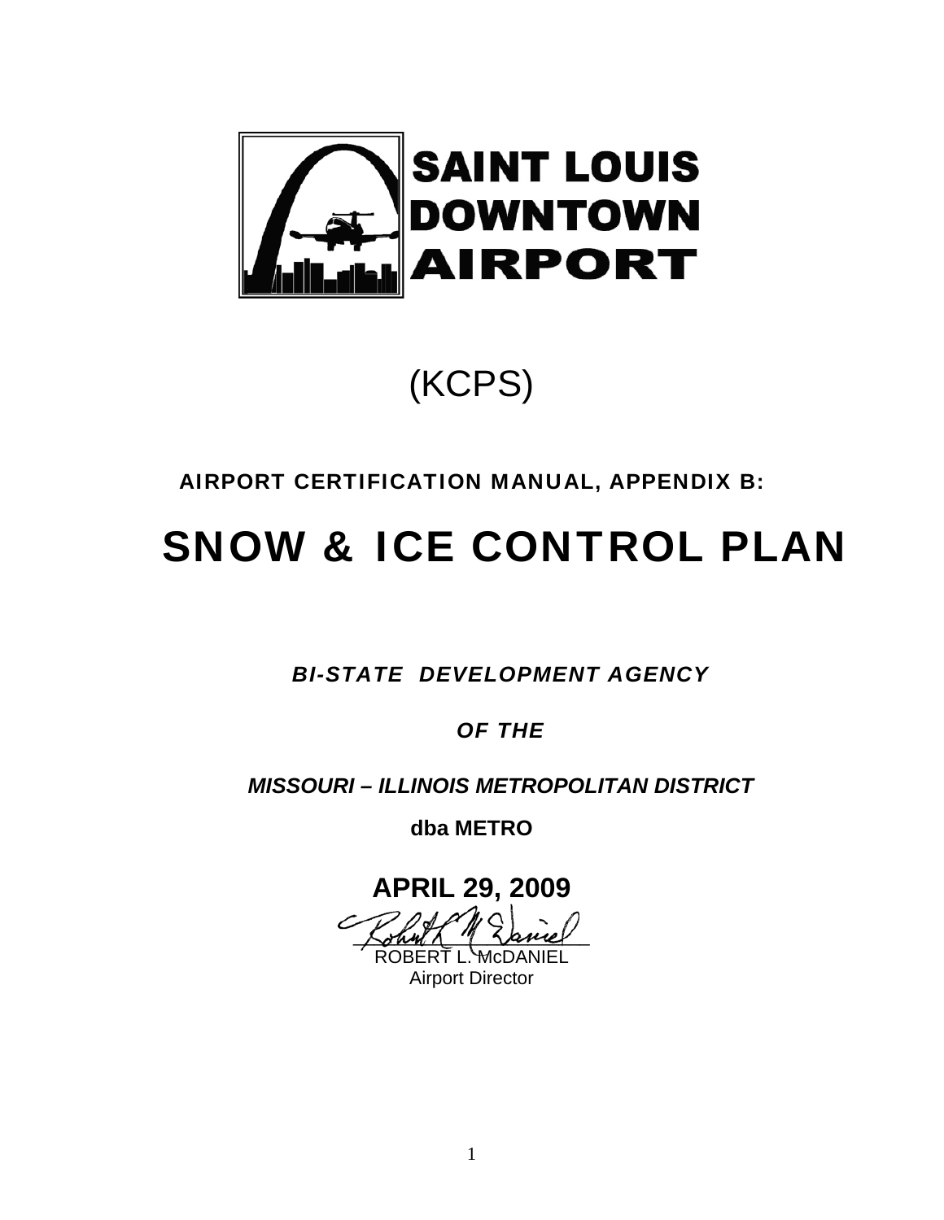SAINT LOUIS DOWNTOWN AIRPORT

(KCPS)

**AIRPORT CERTIFICATION MANUAL, APPENDIX B:**

# SNOW & ICE CONTROL PLAN

***BI-STATE DEVELOPMENT AGENCY***

***OF THE***

***MISSOURI – ILLINOIS METROPOLITAN DISTRICT***

**dba METRO**

**APRIL 29, 2009**

ROBERT L. McDANIEL
Airport Director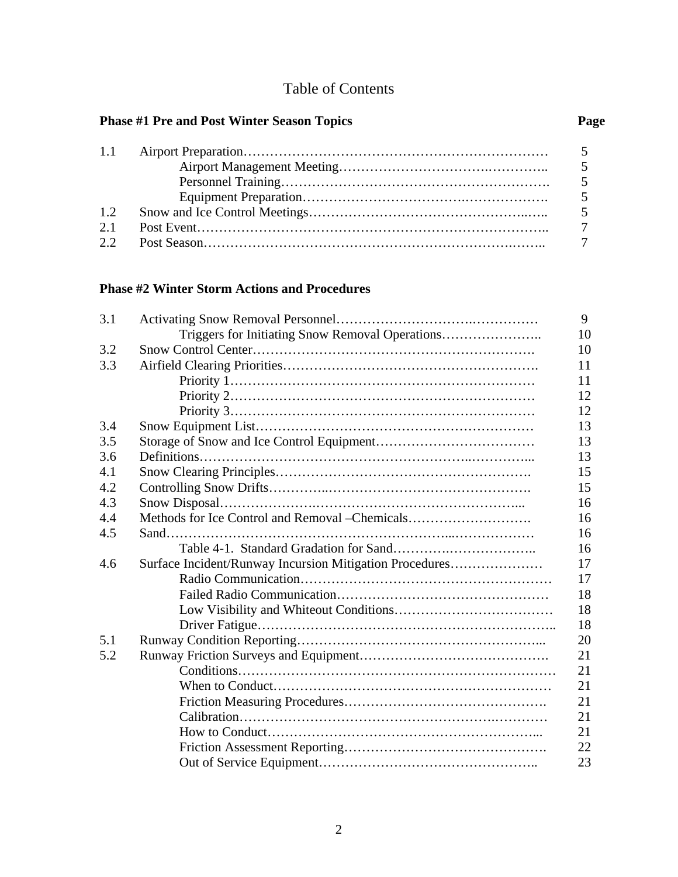# Table of Contents

| **Phase #1 Pre and Post Winter Season Topics** | | **Page** |
|---|---|---|
| 1.1 | Airport Preparation | 5 |
| | Airport Management Meeting | 5 |
| | Personnel Training | 5 |
| | Equipment Preparation | 5 |
| 1.2 | Snow and Ice Control Meetings | 5 |
| 2.1 | Post Event | 7 |
| 2.2 | Post Season | 7 |

| **Phase #2 Winter Storm Actions and Procedures** | | |
|---|---|---|
| 3.1 | Activating Snow Removal Personnel | 9 |
| | Triggers for Initiating Snow Removal Operations | 10 |
| 3.2 | Snow Control Center | 10 |
| 3.3 | Airfield Clearing Priorities | 11 |
| | Priority 1 | 11 |
| | Priority 2 | 12 |
| | Priority 3 | 12 |
| 3.4 | Snow Equipment List | 13 |
| 3.5 | Storage of Snow and Ice Control Equipment | 13 |
| 3.6 | Definitions | 13 |
| 4.1 | Snow Clearing Principles | 15 |
| 4.2 | Controlling Snow Drifts | 15 |
| 4.3 | Snow Disposal | 16 |
| 4.4 | Methods for Ice Control and Removal –Chemicals | 16 |
| 4.5 | Sand | 16 |
| | Table 4-1. Standard Gradation for Sand | 16 |
| 4.6 | Surface Incident/Runway Incursion Mitigation Procedures | 17 |
| | Radio Communication | 17 |
| | Failed Radio Communication | 18 |
| | Low Visibility and Whiteout Conditions | 18 |
| | Driver Fatigue | 18 |
| 5.1 | Runway Condition Reporting | 20 |
| 5.2 | Runway Friction Surveys and Equipment | 21 |
| | Conditions | 21 |
| | When to Conduct | 21 |
| | Friction Measuring Procedures | 21 |
| | Calibration | 21 |
| | How to Conduct | 21 |
| | Friction Assessment Reporting | 22 |
| | Out of Service Equipment | 23 |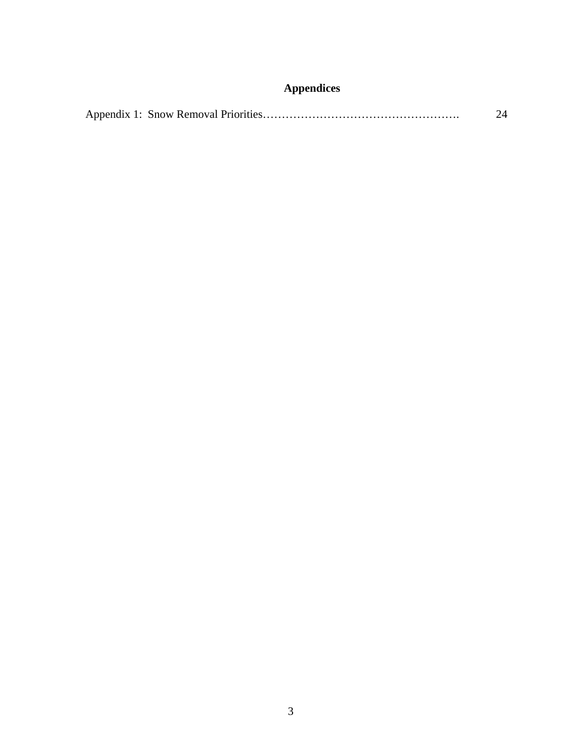## Appendices

Appendix 1: Snow Removal Priorities……………………………………………. 24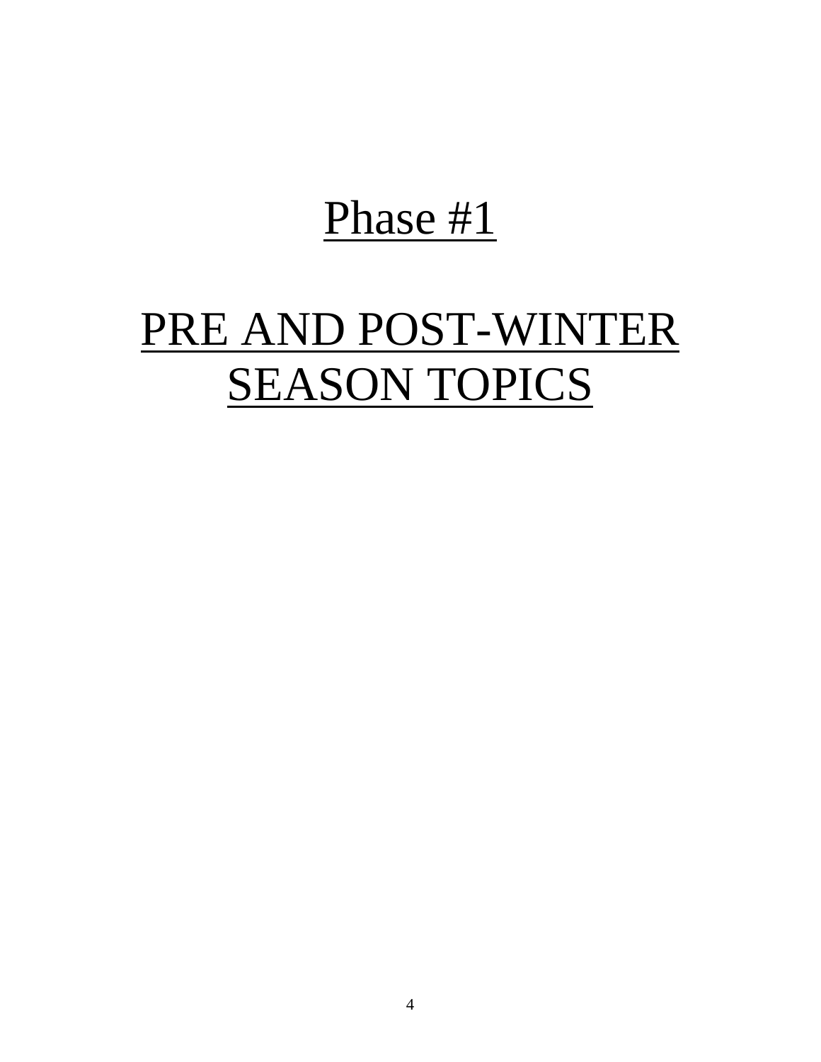# Phase #1

# PRE AND POST-WINTER SEASON TOPICS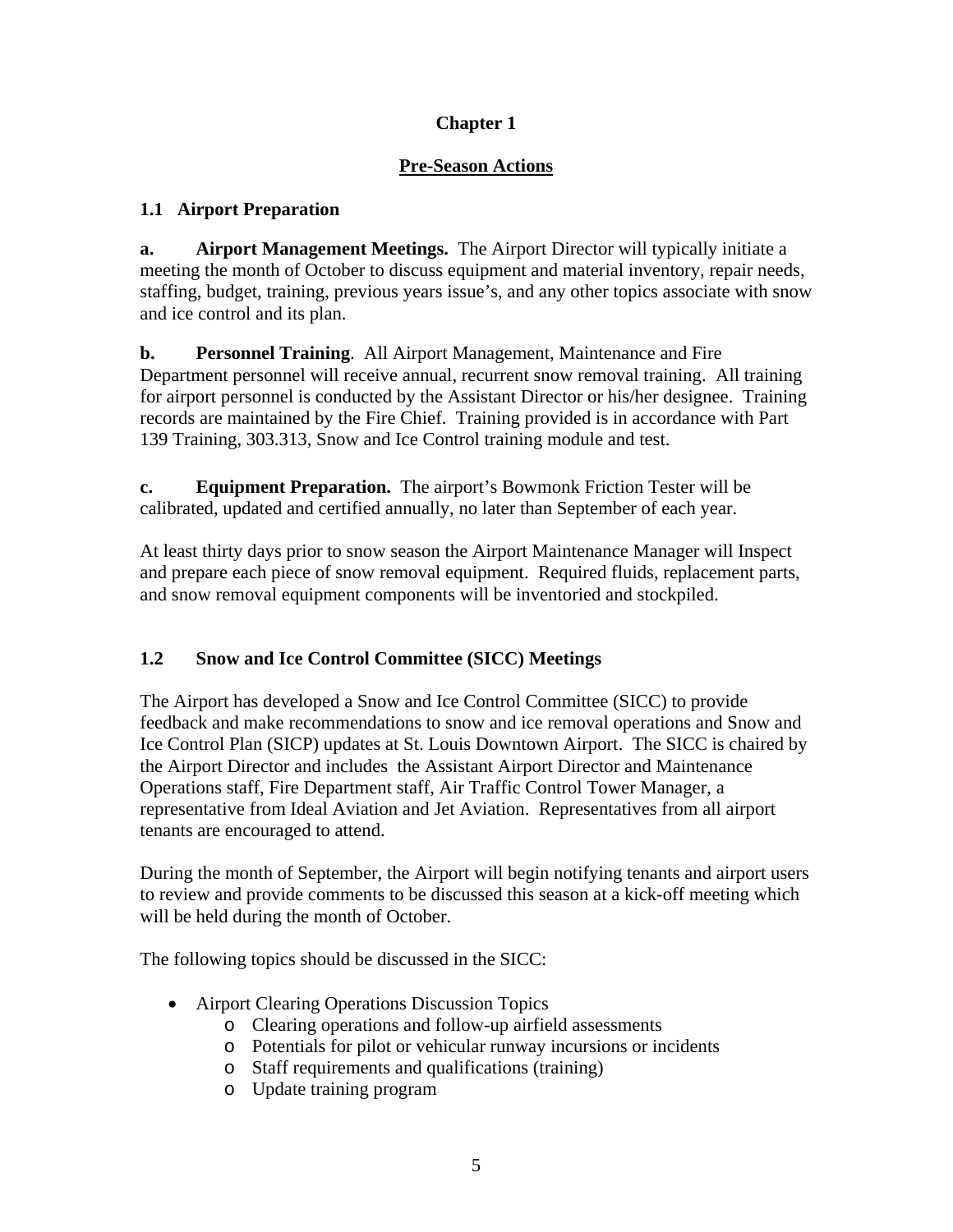# Chapter 1

## Pre-Season Actions

### 1.1 Airport Preparation

**a. Airport Management Meetings.** The Airport Director will typically initiate a meeting the month of October to discuss equipment and material inventory, repair needs, staffing, budget, training, previous years issue's, and any other topics associate with snow and ice control and its plan.

**b. Personnel Training**. All Airport Management, Maintenance and Fire Department personnel will receive annual, recurrent snow removal training. All training for airport personnel is conducted by the Assistant Director or his/her designee. Training records are maintained by the Fire Chief. Training provided is in accordance with Part 139 Training, 303.313, Snow and Ice Control training module and test.

**c. Equipment Preparation.** The airport's Bowmonk Friction Tester will be calibrated, updated and certified annually, no later than September of each year.

At least thirty days prior to snow season the Airport Maintenance Manager will Inspect and prepare each piece of snow removal equipment. Required fluids, replacement parts, and snow removal equipment components will be inventoried and stockpiled.

### 1.2 Snow and Ice Control Committee (SICC) Meetings

The Airport has developed a Snow and Ice Control Committee (SICC) to provide feedback and make recommendations to snow and ice removal operations and Snow and Ice Control Plan (SICP) updates at St. Louis Downtown Airport. The SICC is chaired by the Airport Director and includes the Assistant Airport Director and Maintenance Operations staff, Fire Department staff, Air Traffic Control Tower Manager, a representative from Ideal Aviation and Jet Aviation. Representatives from all airport tenants are encouraged to attend.

During the month of September, the Airport will begin notifying tenants and airport users to review and provide comments to be discussed this season at a kick-off meeting which will be held during the month of October.

The following topics should be discussed in the SICC:

- Airport Clearing Operations Discussion Topics
  - Clearing operations and follow-up airfield assessments
  - Potentials for pilot or vehicular runway incursions or incidents
  - Staff requirements and qualifications (training)
  - Update training program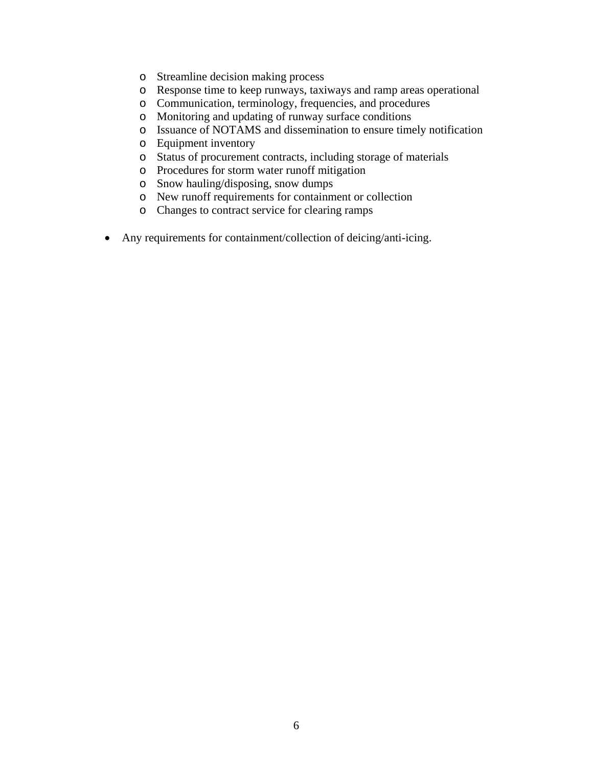- Streamline decision making process
  - Response time to keep runways, taxiways and ramp areas operational
  - Communication, terminology, frequencies, and procedures
  - Monitoring and updating of runway surface conditions
  - Issuance of NOTAMS and dissemination to ensure timely notification
  - Equipment inventory
  - Status of procurement contracts, including storage of materials
  - Procedures for storm water runoff mitigation
  - Snow hauling/disposing, snow dumps
  - New runoff requirements for containment or collection
  - Changes to contract service for clearing ramps

- Any requirements for containment/collection of deicing/anti-icing.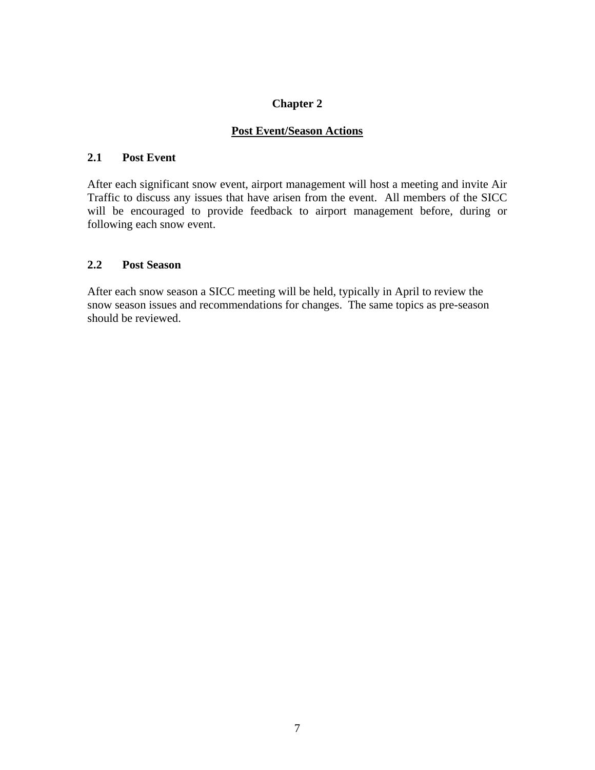# Chapter 2

## Post Event/Season Actions

### 2.1 Post Event

After each significant snow event, airport management will host a meeting and invite Air Traffic to discuss any issues that have arisen from the event. All members of the SICC will be encouraged to provide feedback to airport management before, during or following each snow event.

### 2.2 Post Season

After each snow season a SICC meeting will be held, typically in April to review the snow season issues and recommendations for changes. The same topics as pre-season should be reviewed.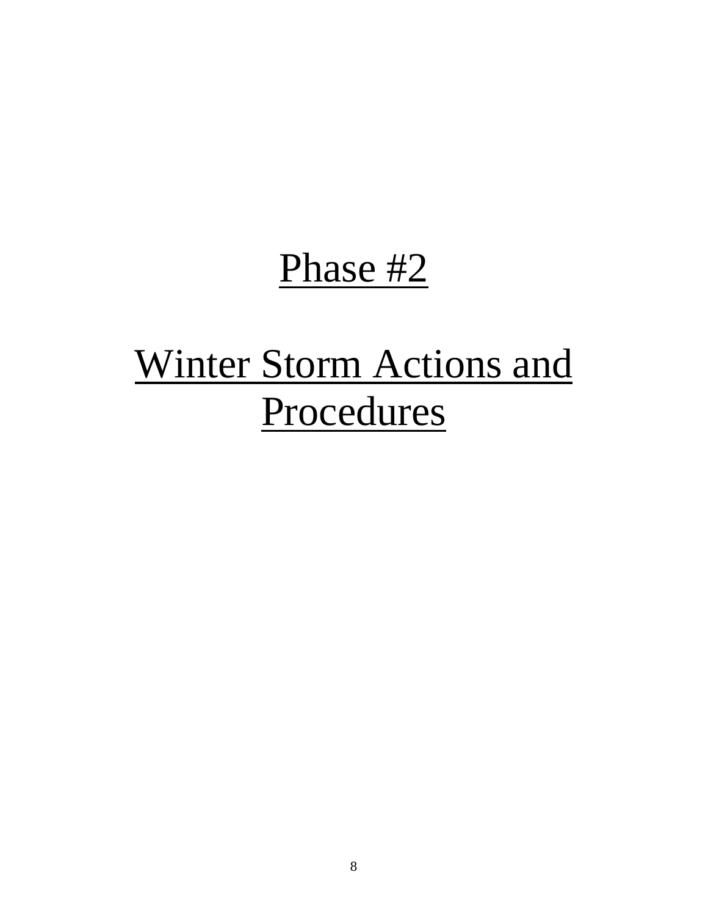# Phase #2

# Winter Storm Actions and Procedures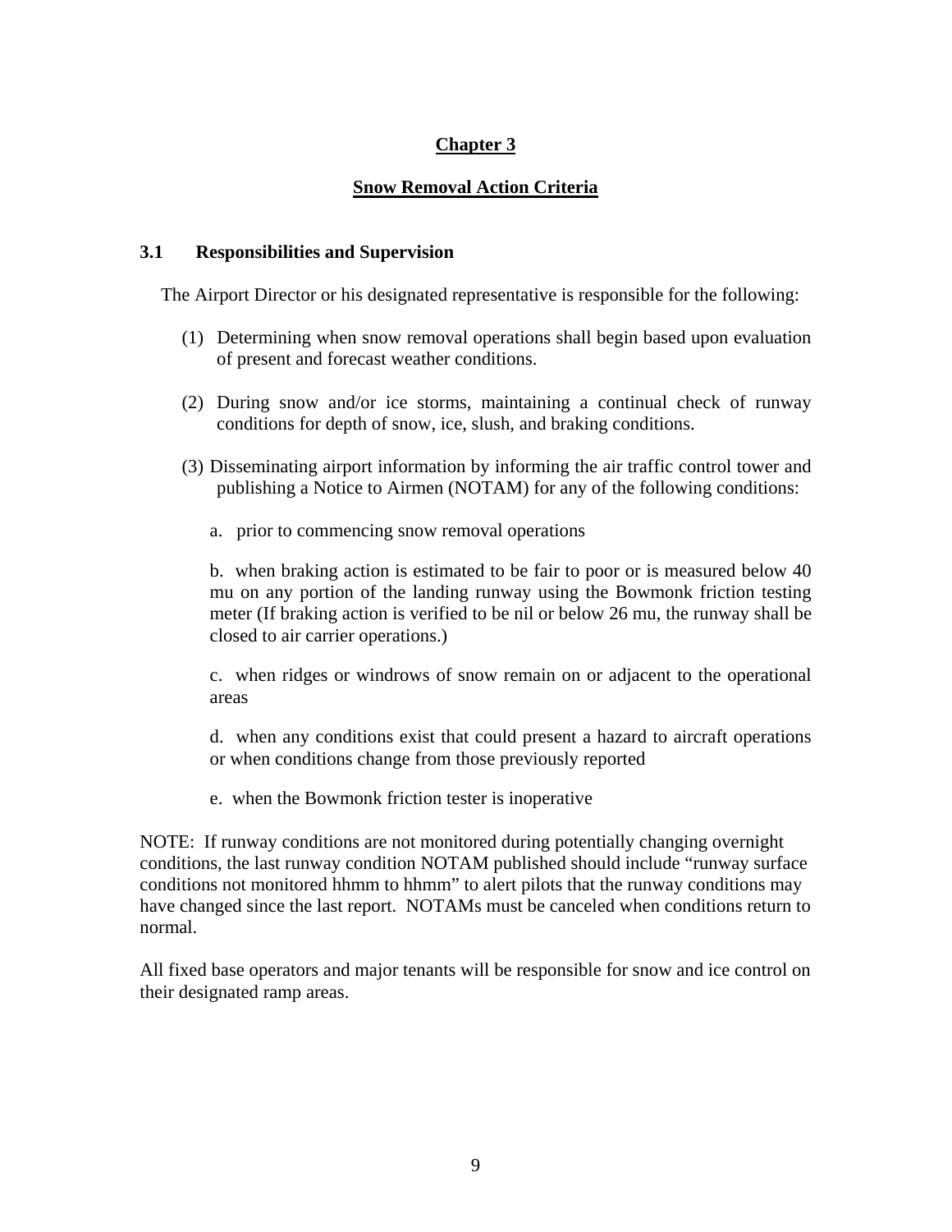# Chapter 3

## Snow Removal Action Criteria

### 3.1 Responsibilities and Supervision

The Airport Director or his designated representative is responsible for the following:

(1) Determining when snow removal operations shall begin based upon evaluation of present and forecast weather conditions.

(2) During snow and/or ice storms, maintaining a continual check of runway conditions for depth of snow, ice, slush, and braking conditions.

(3) Disseminating airport information by informing the air traffic control tower and publishing a Notice to Airmen (NOTAM) for any of the following conditions:

a. prior to commencing snow removal operations

b. when braking action is estimated to be fair to poor or is measured below 40 mu on any portion of the landing runway using the Bowmonk friction testing meter (If braking action is verified to be nil or below 26 mu, the runway shall be closed to air carrier operations.)

c. when ridges or windrows of snow remain on or adjacent to the operational areas

d. when any conditions exist that could present a hazard to aircraft operations or when conditions change from those previously reported

e. when the Bowmonk friction tester is inoperative

NOTE: If runway conditions are not monitored during potentially changing overnight conditions, the last runway condition NOTAM published should include "runway surface conditions not monitored hhmm to hhmm" to alert pilots that the runway conditions may have changed since the last report. NOTAMs must be canceled when conditions return to normal.

All fixed base operators and major tenants will be responsible for snow and ice control on their designated ramp areas.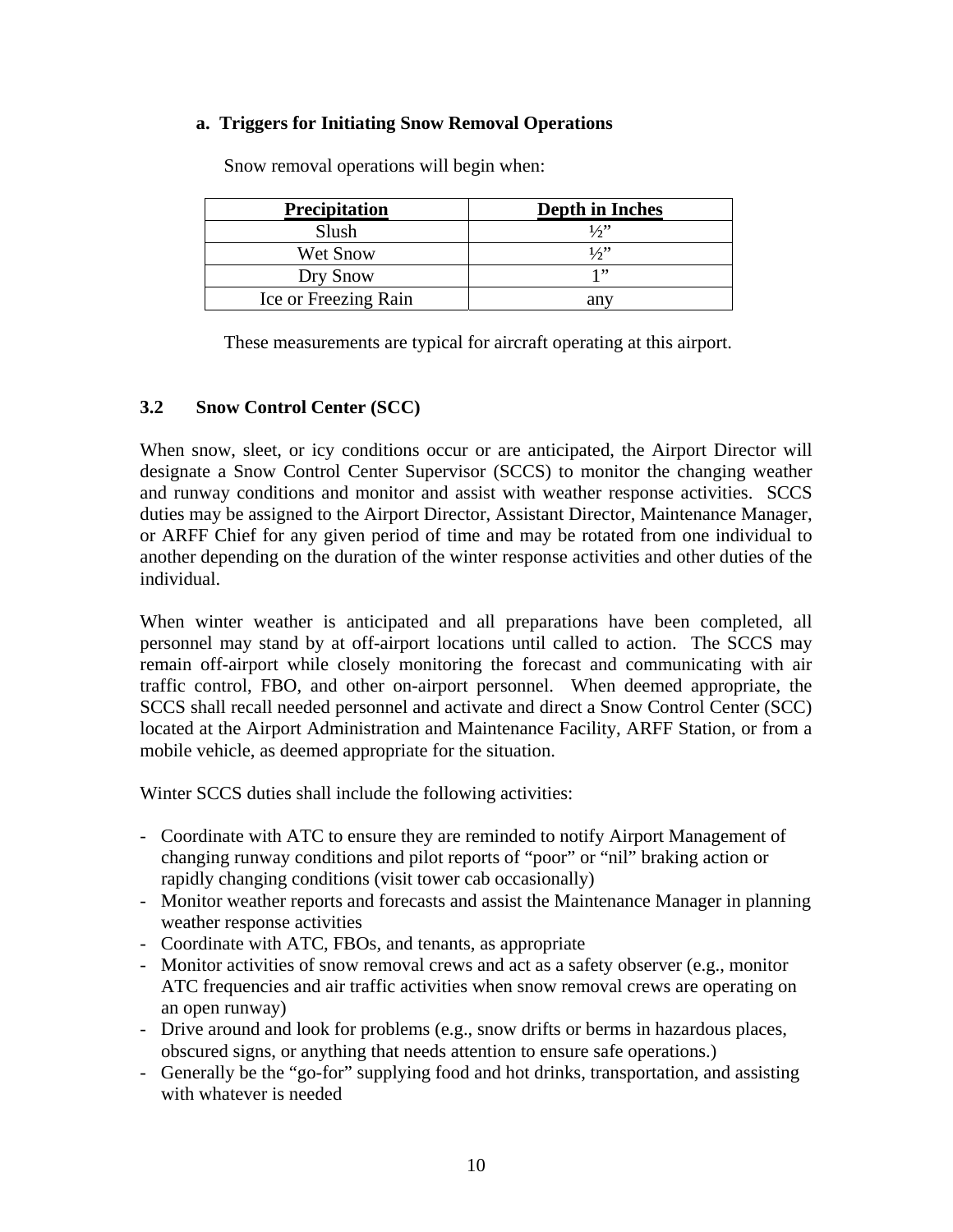**a. Triggers for Initiating Snow Removal Operations**

Snow removal operations will begin when:

| Precipitation | Depth in Inches |
| --- | --- |
| Slush | ½” |
| Wet Snow | ½” |
| Dry Snow | 1” |
| Ice or Freezing Rain | any |

These measurements are typical for aircraft operating at this airport.

### 3.2 Snow Control Center (SCC)

When snow, sleet, or icy conditions occur or are anticipated, the Airport Director will designate a Snow Control Center Supervisor (SCCS) to monitor the changing weather and runway conditions and monitor and assist with weather response activities. SCCS duties may be assigned to the Airport Director, Assistant Director, Maintenance Manager, or ARFF Chief for any given period of time and may be rotated from one individual to another depending on the duration of the winter response activities and other duties of the individual.

When winter weather is anticipated and all preparations have been completed, all personnel may stand by at off-airport locations until called to action. The SCCS may remain off-airport while closely monitoring the forecast and communicating with air traffic control, FBO, and other on-airport personnel. When deemed appropriate, the SCCS shall recall needed personnel and activate and direct a Snow Control Center (SCC) located at the Airport Administration and Maintenance Facility, ARFF Station, or from a mobile vehicle, as deemed appropriate for the situation.

Winter SCCS duties shall include the following activities:

- Coordinate with ATC to ensure they are reminded to notify Airport Management of changing runway conditions and pilot reports of “poor” or “nil” braking action or rapidly changing conditions (visit tower cab occasionally)
- Monitor weather reports and forecasts and assist the Maintenance Manager in planning weather response activities
- Coordinate with ATC, FBOs, and tenants, as appropriate
- Monitor activities of snow removal crews and act as a safety observer (e.g., monitor ATC frequencies and air traffic activities when snow removal crews are operating on an open runway)
- Drive around and look for problems (e.g., snow drifts or berms in hazardous places, obscured signs, or anything that needs attention to ensure safe operations.)
- Generally be the “go-for” supplying food and hot drinks, transportation, and assisting with whatever is needed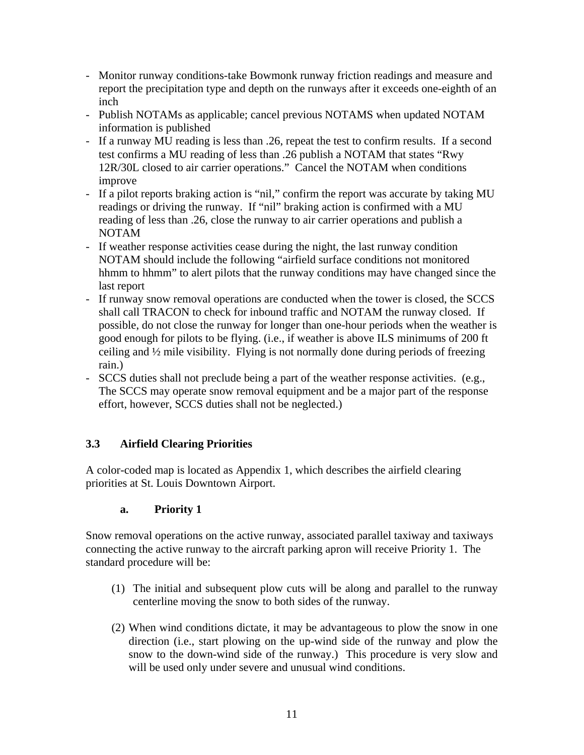- Monitor runway conditions-take Bowmonk runway friction readings and measure and report the precipitation type and depth on the runways after it exceeds one-eighth of an inch
- Publish NOTAMs as applicable; cancel previous NOTAMS when updated NOTAM information is published
- If a runway MU reading is less than .26, repeat the test to confirm results. If a second test confirms a MU reading of less than .26 publish a NOTAM that states "Rwy 12R/30L closed to air carrier operations." Cancel the NOTAM when conditions improve
- If a pilot reports braking action is "nil," confirm the report was accurate by taking MU readings or driving the runway. If "nil" braking action is confirmed with a MU reading of less than .26, close the runway to air carrier operations and publish a NOTAM
- If weather response activities cease during the night, the last runway condition NOTAM should include the following "airfield surface conditions not monitored hhmm to hhmm" to alert pilots that the runway conditions may have changed since the last report
- If runway snow removal operations are conducted when the tower is closed, the SCCS shall call TRACON to check for inbound traffic and NOTAM the runway closed. If possible, do not close the runway for longer than one-hour periods when the weather is good enough for pilots to be flying. (i.e., if weather is above ILS minimums of 200 ft ceiling and ½ mile visibility. Flying is not normally done during periods of freezing rain.)
- SCCS duties shall not preclude being a part of the weather response activities. (e.g., The SCCS may operate snow removal equipment and be a major part of the response effort, however, SCCS duties shall not be neglected.)

### 3.3 Airfield Clearing Priorities

A color-coded map is located as Appendix 1, which describes the airfield clearing priorities at St. Louis Downtown Airport.

#### a. Priority 1

Snow removal operations on the active runway, associated parallel taxiway and taxiways connecting the active runway to the aircraft parking apron will receive Priority 1. The standard procedure will be:

(1) The initial and subsequent plow cuts will be along and parallel to the runway centerline moving the snow to both sides of the runway.

(2) When wind conditions dictate, it may be advantageous to plow the snow in one direction (i.e., start plowing on the up-wind side of the runway and plow the snow to the down-wind side of the runway.) This procedure is very slow and will be used only under severe and unusual wind conditions.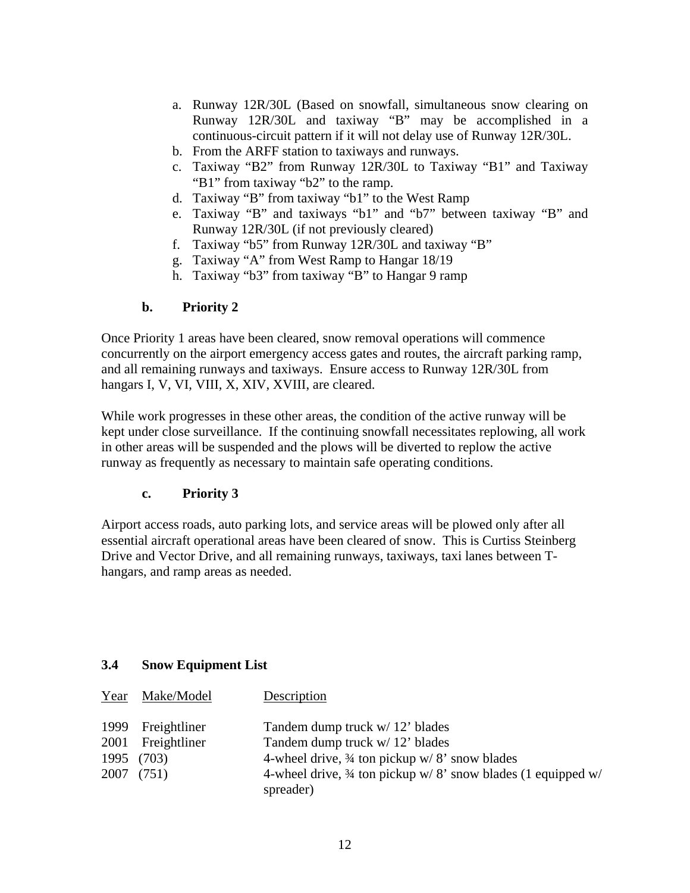a. Runway 12R/30L (Based on snowfall, simultaneous snow clearing on Runway 12R/30L and taxiway "B" may be accomplished in a continuous-circuit pattern if it will not delay use of Runway 12R/30L.
b. From the ARFF station to taxiways and runways.
c. Taxiway "B2" from Runway 12R/30L to Taxiway "B1" and Taxiway "B1" from taxiway "b2" to the ramp.
d. Taxiway "B" from taxiway "b1" to the West Ramp
e. Taxiway "B" and taxiways "b1" and "b7" between taxiway "B" and Runway 12R/30L (if not previously cleared)
f. Taxiway "b5" from Runway 12R/30L and taxiway "B"
g. Taxiway "A" from West Ramp to Hangar 18/19
h. Taxiway "b3" from taxiway "B" to Hangar 9 ramp

#### b. Priority 2

Once Priority 1 areas have been cleared, snow removal operations will commence concurrently on the airport emergency access gates and routes, the aircraft parking ramp, and all remaining runways and taxiways. Ensure access to Runway 12R/30L from hangars I, V, VI, VIII, X, XIV, XVIII, are cleared.

While work progresses in these other areas, the condition of the active runway will be kept under close surveillance. If the continuing snowfall necessitates replowing, all work in other areas will be suspended and the plows will be diverted to replow the active runway as frequently as necessary to maintain safe operating conditions.

#### c. Priority 3

Airport access roads, auto parking lots, and service areas will be plowed only after all essential aircraft operational areas have been cleared of snow. This is Curtiss Steinberg Drive and Vector Drive, and all remaining runways, taxiways, taxi lanes between T-hangars, and ramp areas as needed.

### 3.4 Snow Equipment List

| Year | Make/Model | Description |
|---|---|---|
| 1999 | Freightliner | Tandem dump truck w/ 12' blades |
| 2001 | Freightliner | Tandem dump truck w/ 12' blades |
| 1995 | (703) | 4-wheel drive, ¾ ton pickup w/ 8' snow blades |
| 2007 | (751) | 4-wheel drive, ¾ ton pickup w/ 8' snow blades (1 equipped w/ spreader) |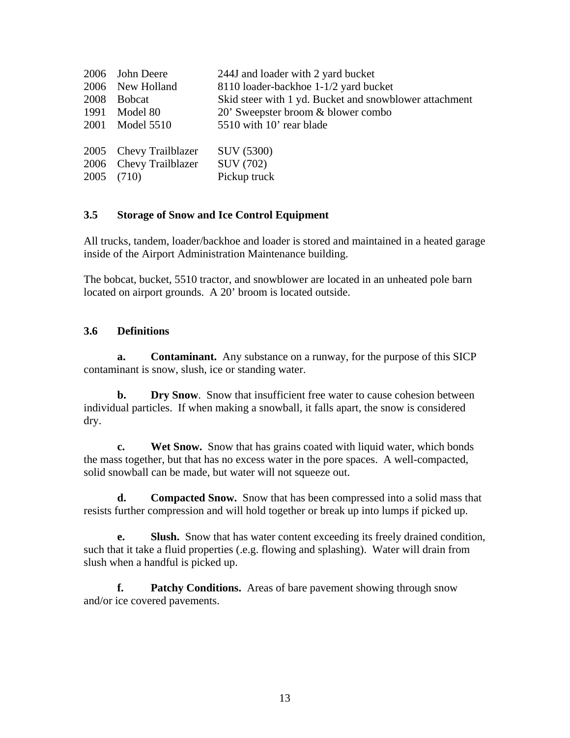| | | |
|---|---|---|
| 2006 | John Deere | 244J and loader with 2 yard bucket |
| 2006 | New Holland | 8110 loader-backhoe 1-1/2 yard bucket |
| 2008 | Bobcat | Skid steer with 1 yd. Bucket and snowblower attachment |
| 1991 | Model 80 | 20' Sweepster broom & blower combo |
| 2001 | Model 5510 | 5510 with 10' rear blade |
| 2005 | Chevy Trailblazer | SUV (5300) |
| 2006 | Chevy Trailblazer | SUV (702) |
| 2005 | (710) | Pickup truck |

### 3.5 Storage of Snow and Ice Control Equipment

All trucks, tandem, loader/backhoe and loader is stored and maintained in a heated garage inside of the Airport Administration Maintenance building.

The bobcat, bucket, 5510 tractor, and snowblower are located in an unheated pole barn located on airport grounds. A 20' broom is located outside.

### 3.6 Definitions

**a. Contaminant.** Any substance on a runway, for the purpose of this SICP contaminant is snow, slush, ice or standing water.

**b. Dry Snow**. Snow that insufficient free water to cause cohesion between individual particles. If when making a snowball, it falls apart, the snow is considered dry.

**c. Wet Snow.** Snow that has grains coated with liquid water, which bonds the mass together, but that has no excess water in the pore spaces. A well-compacted, solid snowball can be made, but water will not squeeze out.

**d. Compacted Snow.** Snow that has been compressed into a solid mass that resists further compression and will hold together or break up into lumps if picked up.

**e. Slush.** Snow that has water content exceeding its freely drained condition, such that it take a fluid properties (.e.g. flowing and splashing). Water will drain from slush when a handful is picked up.

**f. Patchy Conditions.** Areas of bare pavement showing through snow and/or ice covered pavements.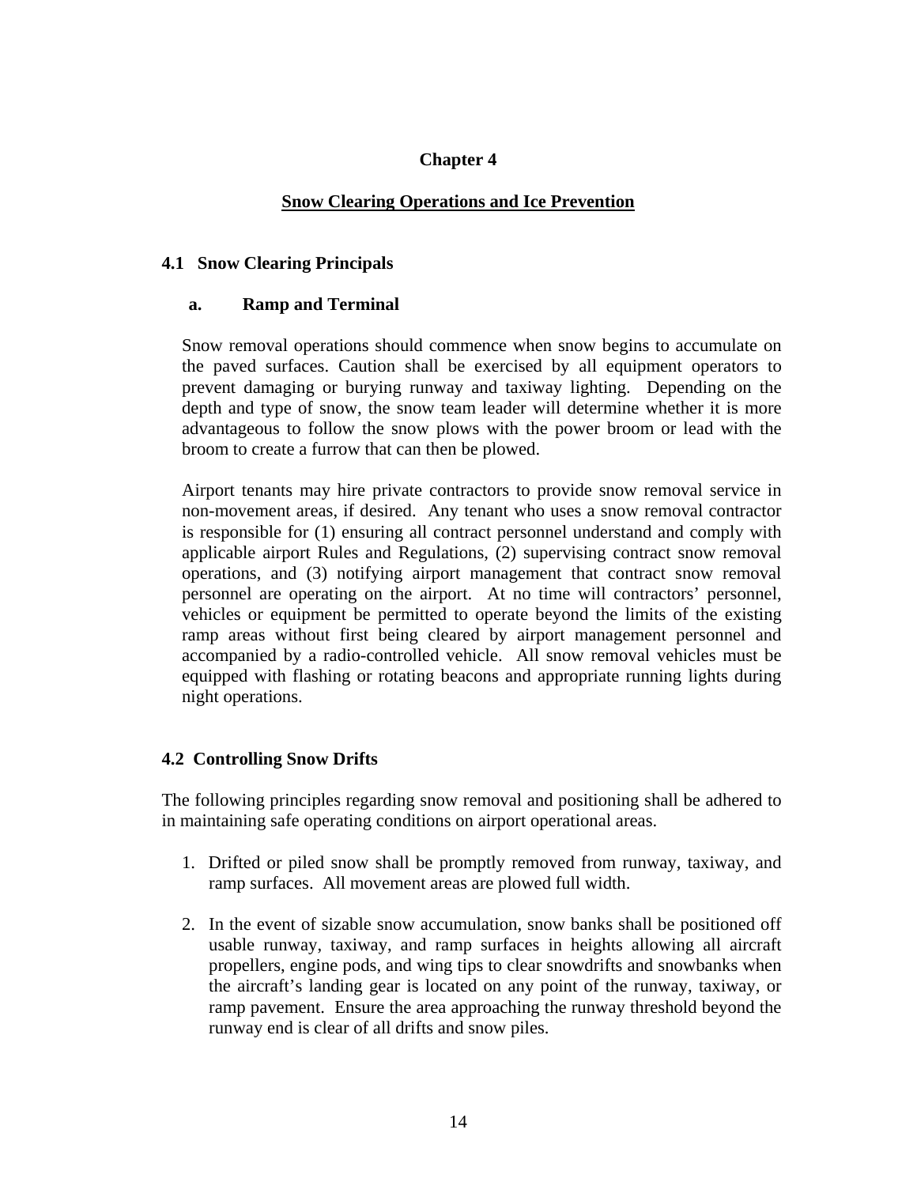# Chapter 4

## Snow Clearing Operations and Ice Prevention

### 4.1 Snow Clearing Principals

#### a. Ramp and Terminal

Snow removal operations should commence when snow begins to accumulate on the paved surfaces. Caution shall be exercised by all equipment operators to prevent damaging or burying runway and taxiway lighting. Depending on the depth and type of snow, the snow team leader will determine whether it is more advantageous to follow the snow plows with the power broom or lead with the broom to create a furrow that can then be plowed.

Airport tenants may hire private contractors to provide snow removal service in non-movement areas, if desired. Any tenant who uses a snow removal contractor is responsible for (1) ensuring all contract personnel understand and comply with applicable airport Rules and Regulations, (2) supervising contract snow removal operations, and (3) notifying airport management that contract snow removal personnel are operating on the airport. At no time will contractors' personnel, vehicles or equipment be permitted to operate beyond the limits of the existing ramp areas without first being cleared by airport management personnel and accompanied by a radio-controlled vehicle. All snow removal vehicles must be equipped with flashing or rotating beacons and appropriate running lights during night operations.

### 4.2 Controlling Snow Drifts

The following principles regarding snow removal and positioning shall be adhered to in maintaining safe operating conditions on airport operational areas.

1. Drifted or piled snow shall be promptly removed from runway, taxiway, and ramp surfaces. All movement areas are plowed full width.
2. In the event of sizable snow accumulation, snow banks shall be positioned off usable runway, taxiway, and ramp surfaces in heights allowing all aircraft propellers, engine pods, and wing tips to clear snowdrifts and snowbanks when the aircraft's landing gear is located on any point of the runway, taxiway, or ramp pavement. Ensure the area approaching the runway threshold beyond the runway end is clear of all drifts and snow piles.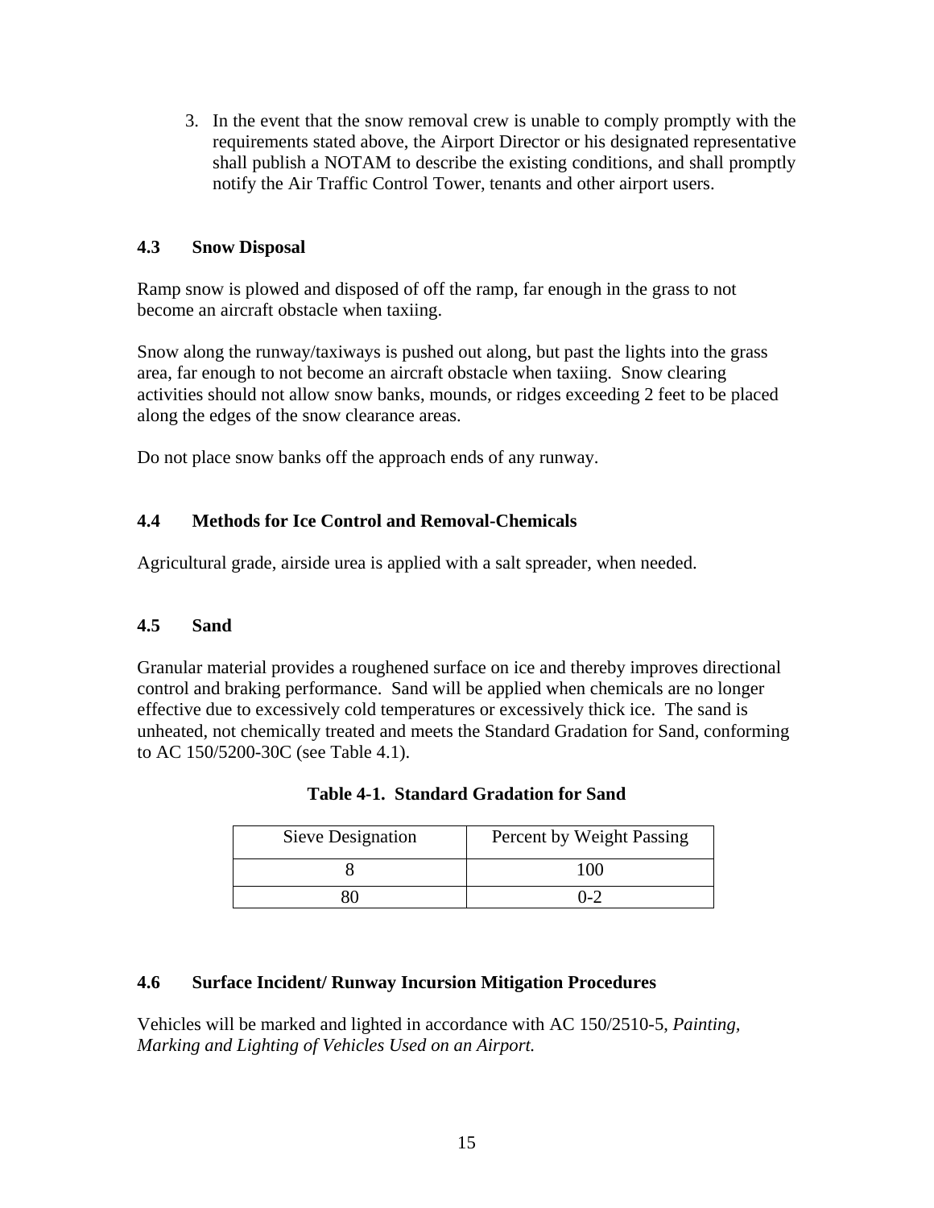3. In the event that the snow removal crew is unable to comply promptly with the requirements stated above, the Airport Director or his designated representative shall publish a NOTAM to describe the existing conditions, and shall promptly notify the Air Traffic Control Tower, tenants and other airport users.

## 4.3 Snow Disposal

Ramp snow is plowed and disposed of off the ramp, far enough in the grass to not become an aircraft obstacle when taxiing.

Snow along the runway/taxiways is pushed out along, but past the lights into the grass area, far enough to not become an aircraft obstacle when taxiing. Snow clearing activities should not allow snow banks, mounds, or ridges exceeding 2 feet to be placed along the edges of the snow clearance areas.

Do not place snow banks off the approach ends of any runway.

## 4.4 Methods for Ice Control and Removal-Chemicals

Agricultural grade, airside urea is applied with a salt spreader, when needed.

## 4.5 Sand

Granular material provides a roughened surface on ice and thereby improves directional control and braking performance. Sand will be applied when chemicals are no longer effective due to excessively cold temperatures or excessively thick ice. The sand is unheated, not chemically treated and meets the Standard Gradation for Sand, conforming to AC 150/5200-30C (see Table 4.1).

**Table 4-1. Standard Gradation for Sand**

| Sieve Designation | Percent by Weight Passing |
| --- | --- |
| 8 | 100 |
| 80 | 0-2 |

## 4.6 Surface Incident/ Runway Incursion Mitigation Procedures

Vehicles will be marked and lighted in accordance with AC 150/2510-5, *Painting, Marking and Lighting of Vehicles Used on an Airport.*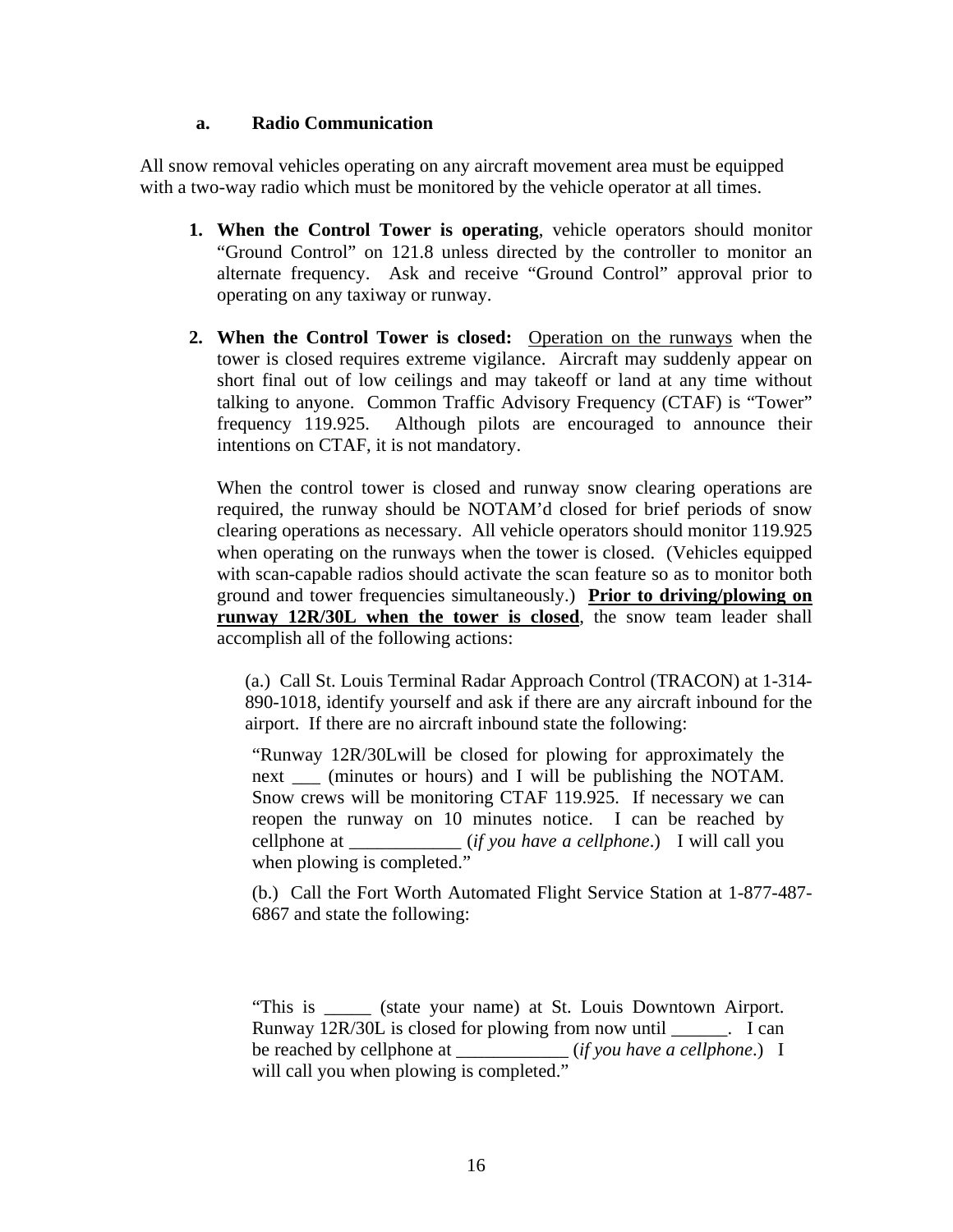### a. Radio Communication

All snow removal vehicles operating on any aircraft movement area must be equipped with a two-way radio which must be monitored by the vehicle operator at all times.

1. **When the Control Tower is operating**, vehicle operators should monitor "Ground Control" on 121.8 unless directed by the controller to monitor an alternate frequency. Ask and receive "Ground Control" approval prior to operating on any taxiway or runway.

2. **When the Control Tower is closed:** <u>Operation on the runways</u> when the tower is closed requires extreme vigilance. Aircraft may suddenly appear on short final out of low ceilings and may takeoff or land at any time without talking to anyone. Common Traffic Advisory Frequency (CTAF) is "Tower" frequency 119.925. Although pilots are encouraged to announce their intentions on CTAF, it is not mandatory.

   When the control tower is closed and runway snow clearing operations are required, the runway should be NOTAM'd closed for brief periods of snow clearing operations as necessary. All vehicle operators should monitor 119.925 when operating on the runways when the tower is closed. (Vehicles equipped with scan-capable radios should activate the scan feature so as to monitor both ground and tower frequencies simultaneously.) **<u>Prior to driving/plowing on runway 12R/30L when the tower is closed</u>**, the snow team leader shall accomplish all of the following actions:

   (a.) Call St. Louis Terminal Radar Approach Control (TRACON) at 1-314-890-1018, identify yourself and ask if there are any aircraft inbound for the airport. If there are no aircraft inbound state the following:

   "Runway 12R/30Lwill be closed for plowing for approximately the next ___ (minutes or hours) and I will be publishing the NOTAM. Snow crews will be monitoring CTAF 119.925. If necessary we can reopen the runway on 10 minutes notice. I can be reached by cellphone at ____________ (*if you have a cellphone*.) I will call you when plowing is completed."

   (b.) Call the Fort Worth Automated Flight Service Station at 1-877-487-6867 and state the following:

   "This is _____ (state your name) at St. Louis Downtown Airport. Runway 12R/30L is closed for plowing from now until ______. I can be reached by cellphone at ____________ (*if you have a cellphone*.) I will call you when plowing is completed."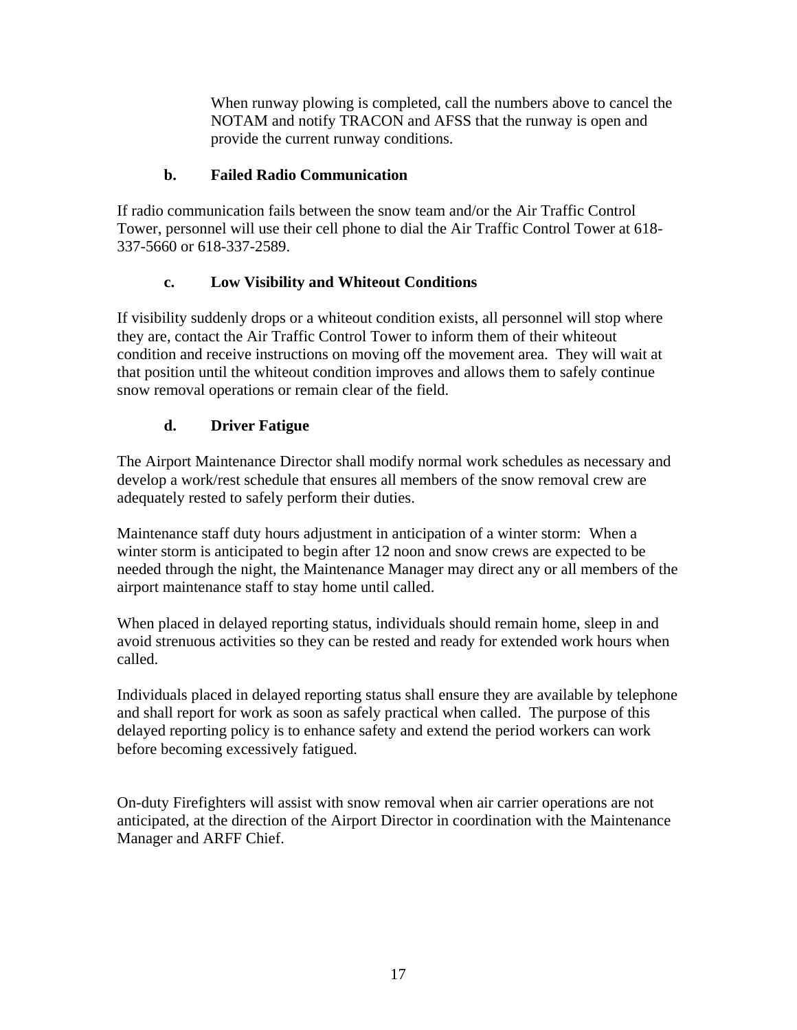When runway plowing is completed, call the numbers above to cancel the NOTAM and notify TRACON and AFSS that the runway is open and provide the current runway conditions.

### b. Failed Radio Communication

If radio communication fails between the snow team and/or the Air Traffic Control Tower, personnel will use their cell phone to dial the Air Traffic Control Tower at 618-337-5660 or 618-337-2589.

### c. Low Visibility and Whiteout Conditions

If visibility suddenly drops or a whiteout condition exists, all personnel will stop where they are, contact the Air Traffic Control Tower to inform them of their whiteout condition and receive instructions on moving off the movement area. They will wait at that position until the whiteout condition improves and allows them to safely continue snow removal operations or remain clear of the field.

### d. Driver Fatigue

The Airport Maintenance Director shall modify normal work schedules as necessary and develop a work/rest schedule that ensures all members of the snow removal crew are adequately rested to safely perform their duties.

Maintenance staff duty hours adjustment in anticipation of a winter storm: When a winter storm is anticipated to begin after 12 noon and snow crews are expected to be needed through the night, the Maintenance Manager may direct any or all members of the airport maintenance staff to stay home until called.

When placed in delayed reporting status, individuals should remain home, sleep in and avoid strenuous activities so they can be rested and ready for extended work hours when called.

Individuals placed in delayed reporting status shall ensure they are available by telephone and shall report for work as soon as safely practical when called. The purpose of this delayed reporting policy is to enhance safety and extend the period workers can work before becoming excessively fatigued.

On-duty Firefighters will assist with snow removal when air carrier operations are not anticipated, at the direction of the Airport Director in coordination with the Maintenance Manager and ARFF Chief.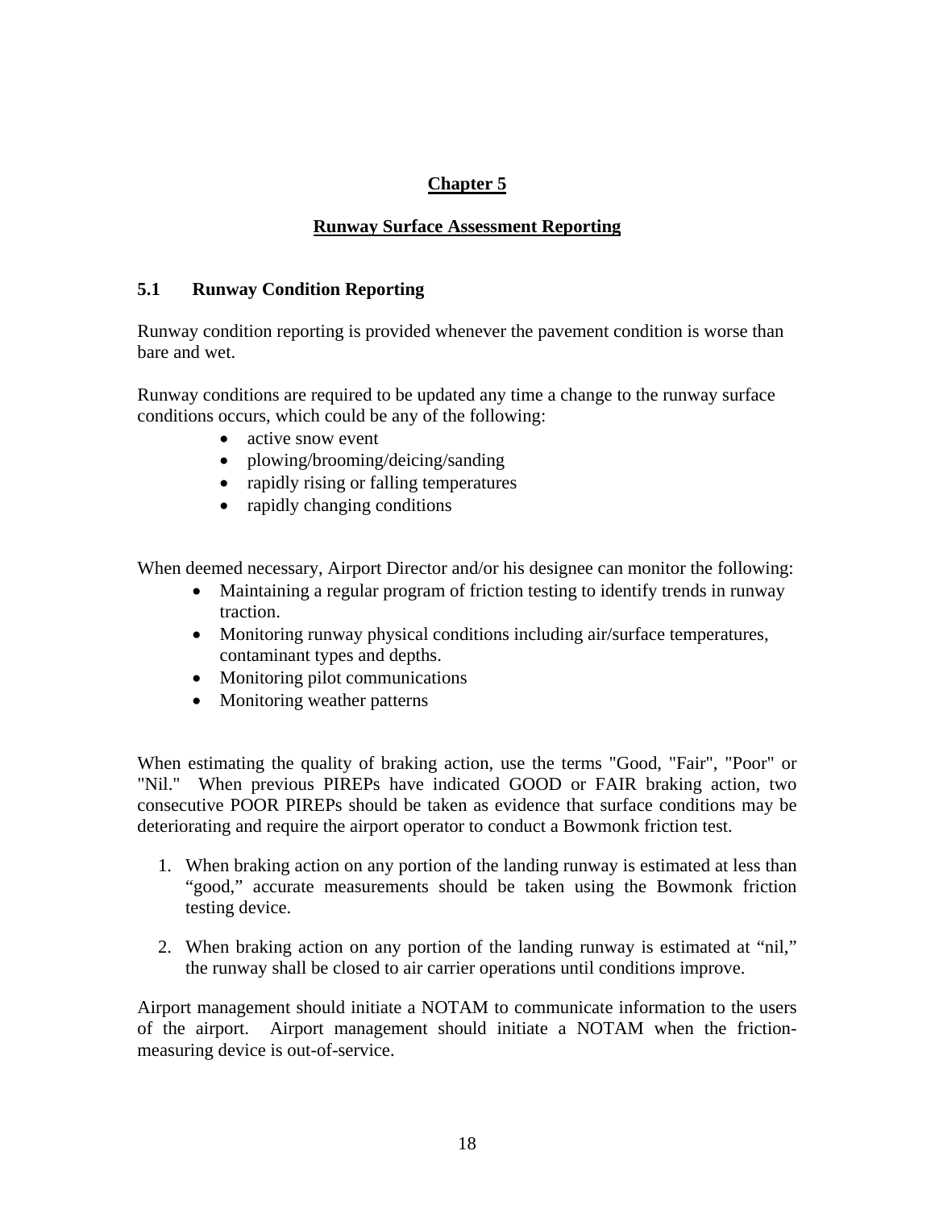# Chapter 5

## Runway Surface Assessment Reporting

### 5.1 Runway Condition Reporting

Runway condition reporting is provided whenever the pavement condition is worse than bare and wet.

Runway conditions are required to be updated any time a change to the runway surface conditions occurs, which could be any of the following:

- active snow event
- plowing/brooming/deicing/sanding
- rapidly rising or falling temperatures
- rapidly changing conditions

When deemed necessary, Airport Director and/or his designee can monitor the following:

- Maintaining a regular program of friction testing to identify trends in runway traction.
- Monitoring runway physical conditions including air/surface temperatures, contaminant types and depths.
- Monitoring pilot communications
- Monitoring weather patterns

When estimating the quality of braking action, use the terms "Good, "Fair", "Poor" or "Nil." When previous PIREPs have indicated GOOD or FAIR braking action, two consecutive POOR PIREPs should be taken as evidence that surface conditions may be deteriorating and require the airport operator to conduct a Bowmonk friction test.

1. When braking action on any portion of the landing runway is estimated at less than "good," accurate measurements should be taken using the Bowmonk friction testing device.

2. When braking action on any portion of the landing runway is estimated at "nil," the runway shall be closed to air carrier operations until conditions improve.

Airport management should initiate a NOTAM to communicate information to the users of the airport. Airport management should initiate a NOTAM when the friction-measuring device is out-of-service.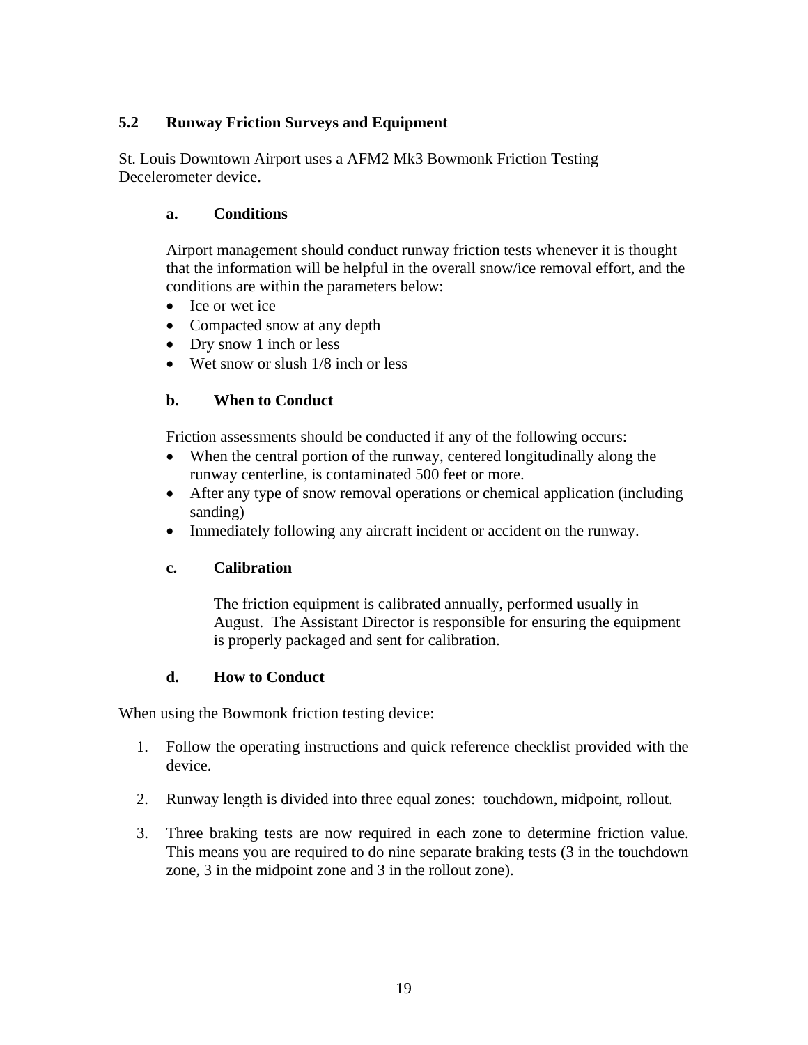## 5.2 Runway Friction Surveys and Equipment

St. Louis Downtown Airport uses a AFM2 Mk3 Bowmonk Friction Testing Decelerometer device.

### a. Conditions

Airport management should conduct runway friction tests whenever it is thought that the information will be helpful in the overall snow/ice removal effort, and the conditions are within the parameters below:

- Ice or wet ice
- Compacted snow at any depth
- Dry snow 1 inch or less
- Wet snow or slush 1/8 inch or less

### b. When to Conduct

Friction assessments should be conducted if any of the following occurs:

- When the central portion of the runway, centered longitudinally along the runway centerline, is contaminated 500 feet or more.
- After any type of snow removal operations or chemical application (including sanding)
- Immediately following any aircraft incident or accident on the runway.

### c. Calibration

The friction equipment is calibrated annually, performed usually in August. The Assistant Director is responsible for ensuring the equipment is properly packaged and sent for calibration.

### d. How to Conduct

When using the Bowmonk friction testing device:

1. Follow the operating instructions and quick reference checklist provided with the device.
2. Runway length is divided into three equal zones: touchdown, midpoint, rollout.
3. Three braking tests are now required in each zone to determine friction value. This means you are required to do nine separate braking tests (3 in the touchdown zone, 3 in the midpoint zone and 3 in the rollout zone).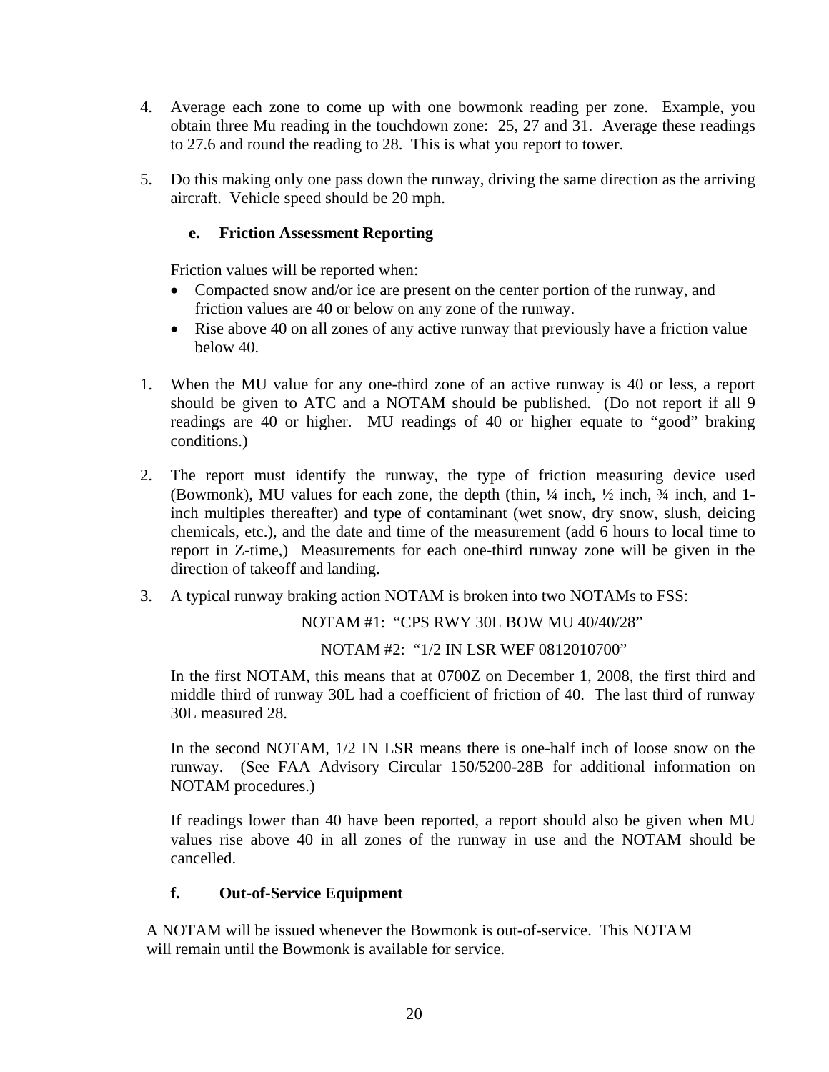4. Average each zone to come up with one bowmonk reading per zone. Example, you obtain three Mu reading in the touchdown zone: 25, 27 and 31. Average these readings to 27.6 and round the reading to 28. This is what you report to tower.

5. Do this making only one pass down the runway, driving the same direction as the arriving aircraft. Vehicle speed should be 20 mph.

### e. Friction Assessment Reporting

Friction values will be reported when:

- Compacted snow and/or ice are present on the center portion of the runway, and friction values are 40 or below on any zone of the runway.
- Rise above 40 on all zones of any active runway that previously have a friction value below 40.

1. When the MU value for any one-third zone of an active runway is 40 or less, a report should be given to ATC and a NOTAM should be published. (Do not report if all 9 readings are 40 or higher. MU readings of 40 or higher equate to "good" braking conditions.)

2. The report must identify the runway, the type of friction measuring device used (Bowmonk), MU values for each zone, the depth (thin, ¼ inch, ½ inch, ¾ inch, and 1-inch multiples thereafter) and type of contaminant (wet snow, dry snow, slush, deicing chemicals, etc.), and the date and time of the measurement (add 6 hours to local time to report in Z-time,) Measurements for each one-third runway zone will be given in the direction of takeoff and landing.

3. A typical runway braking action NOTAM is broken into two NOTAMs to FSS:

   NOTAM #1: "CPS RWY 30L BOW MU 40/40/28"

   NOTAM #2: "1/2 IN LSR WEF 0812010700"

   In the first NOTAM, this means that at 0700Z on December 1, 2008, the first third and middle third of runway 30L had a coefficient of friction of 40. The last third of runway 30L measured 28.

   In the second NOTAM, 1/2 IN LSR means there is one-half inch of loose snow on the runway. (See FAA Advisory Circular 150/5200-28B for additional information on NOTAM procedures.)

   If readings lower than 40 have been reported, a report should also be given when MU values rise above 40 in all zones of the runway in use and the NOTAM should be cancelled.

### f. Out-of-Service Equipment

A NOTAM will be issued whenever the Bowmonk is out-of-service. This NOTAM will remain until the Bowmonk is available for service.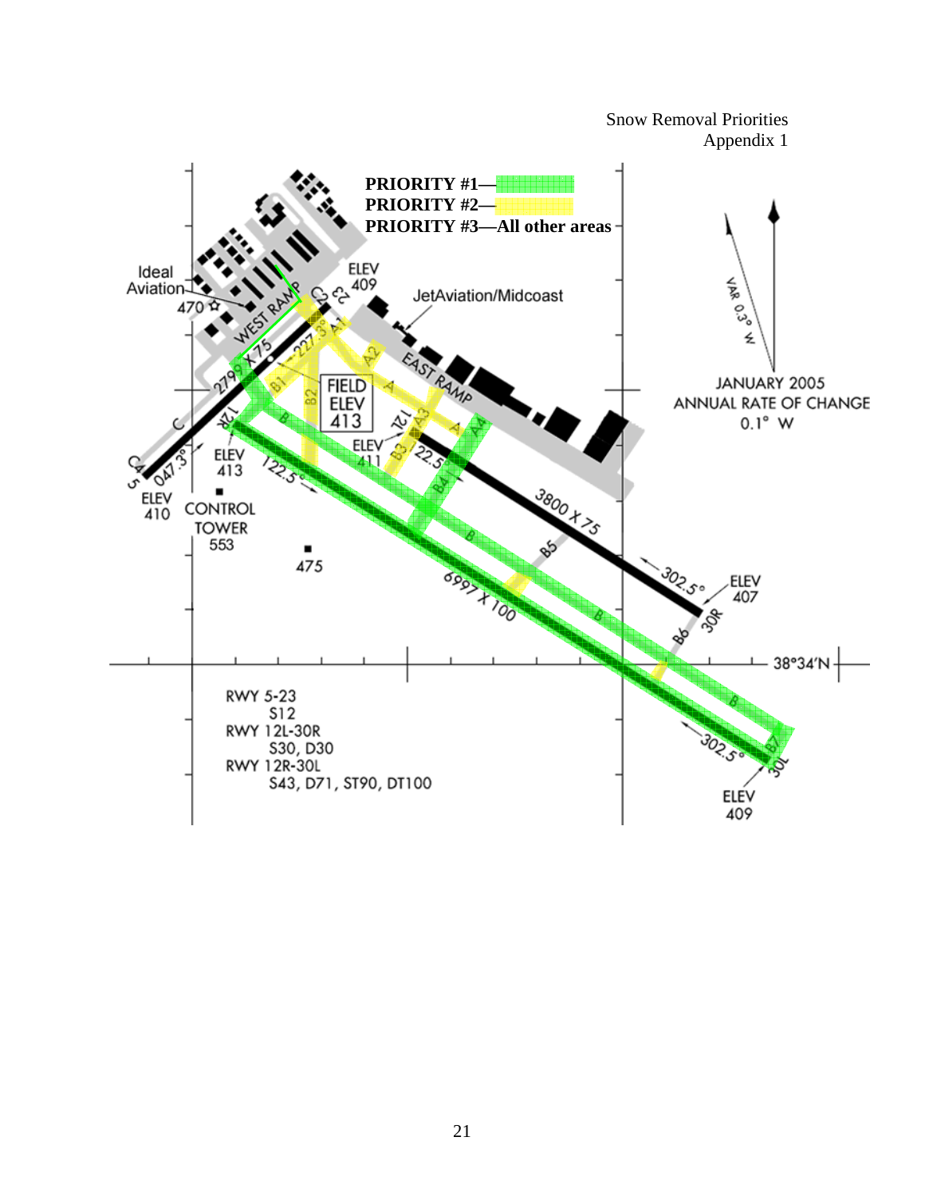Snow Removal Priorities
Appendix 1

PRIORITY #1—
PRIORITY #2—
PRIORITY #3—All other areas

Ideal Aviation
470
WEST RAMP
ELEV 409
JetAviation/Midcoast
EAST RAMP
2799 X 75
227.3°
FIELD ELEV 413
12R
12L
ELEV 413
ELEV 411
ELEV 410
047.3°
122.5°
122.5°
3800 X 75
6997 X 100
302.5°
ELEV 407
30R
302.5°
30L
ELEV 409
CONTROL TOWER 553
475
C
C4
C2
5
23
A
A1
A2
A3
A4
B
B1
B2
B3
B4
B5
B6
B7

VAR 0.3° W
JANUARY 2005
ANNUAL RATE OF CHANGE
0.1° W

38°34'N

RWY 5-23
S12
RWY 12L-30R
S30, D30
RWY 12R-30L
S43, D71, ST90, DT100